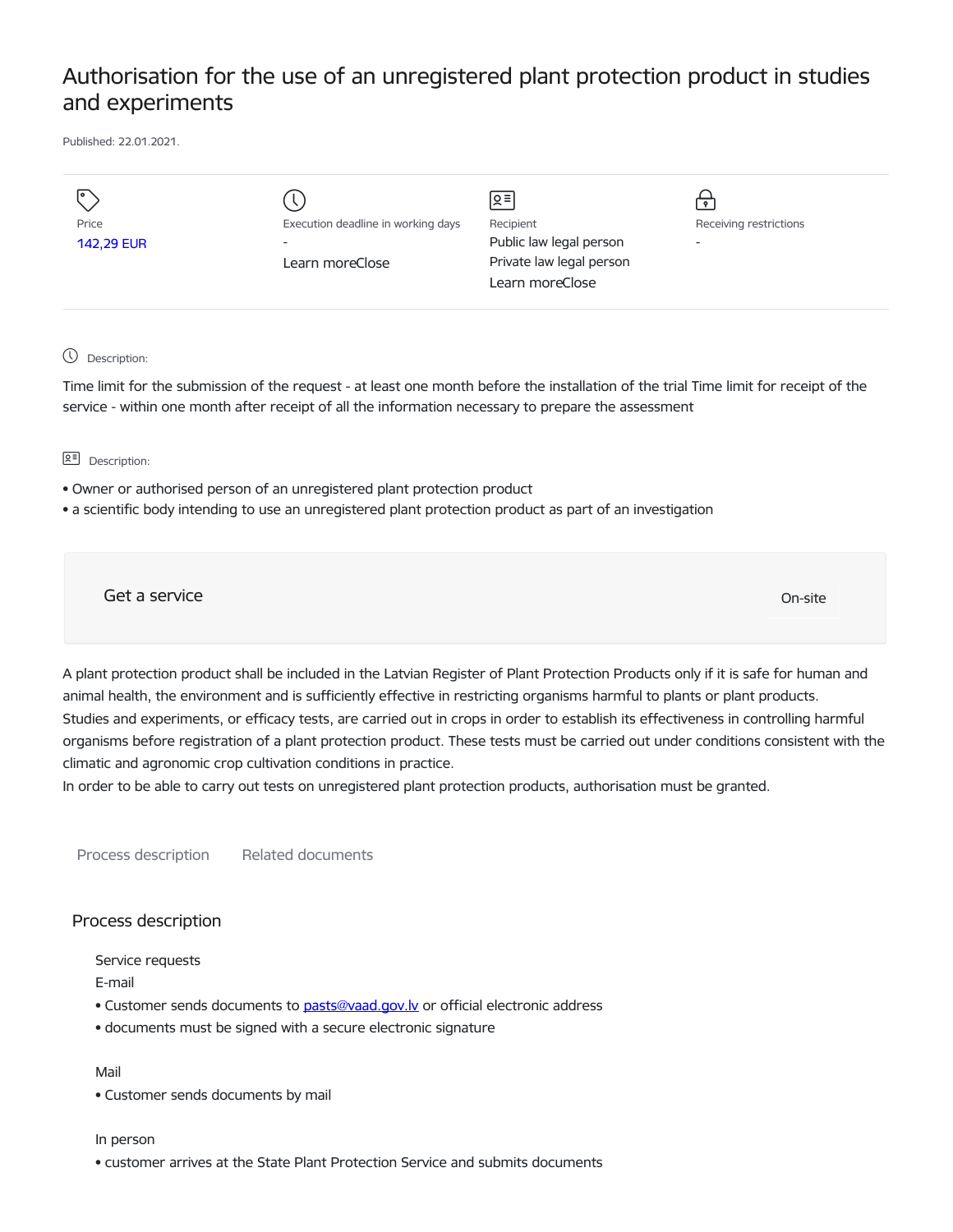# Authorisation for the use of an unregistered plant protection product in studies and experiments

Published: 22.01.2021.

| Price | Execution deadline in working days | Recipient | Receiving restrictions |
| --- | --- | --- | --- |
| 142,29 EUR | - | Public law legal person | - |
| | Learn moreClose | Private law legal person | |
| | | Learn moreClose | |

Description:

Time limit for the submission of the request - at least one month before the installation of the trial Time limit for receipt of the service - within one month after receipt of all the information necessary to prepare the assessment

Description:

- Owner or authorised person of an unregistered plant protection product
- a scientific body intending to use an unregistered plant protection product as part of an investigation

Get a service

On-site

A plant protection product shall be included in the Latvian Register of Plant Protection Products only if it is safe for human and animal health, the environment and is sufficiently effective in restricting organisms harmful to plants or plant products.
Studies and experiments, or efficacy tests, are carried out in crops in order to establish its effectiveness in controlling harmful organisms before registration of a plant protection product. These tests must be carried out under conditions consistent with the climatic and agronomic crop cultivation conditions in practice.
In order to be able to carry out tests on unregistered plant protection products, authorisation must be granted.

Process description    Related documents

## Process description

Service requests

E-mail

- Customer sends documents to pasts@vaad.gov.lv or official electronic address
- documents must be signed with a secure electronic signature

Mail

- Customer sends documents by mail

In person

- customer arrives at the State Plant Protection Service and submits documents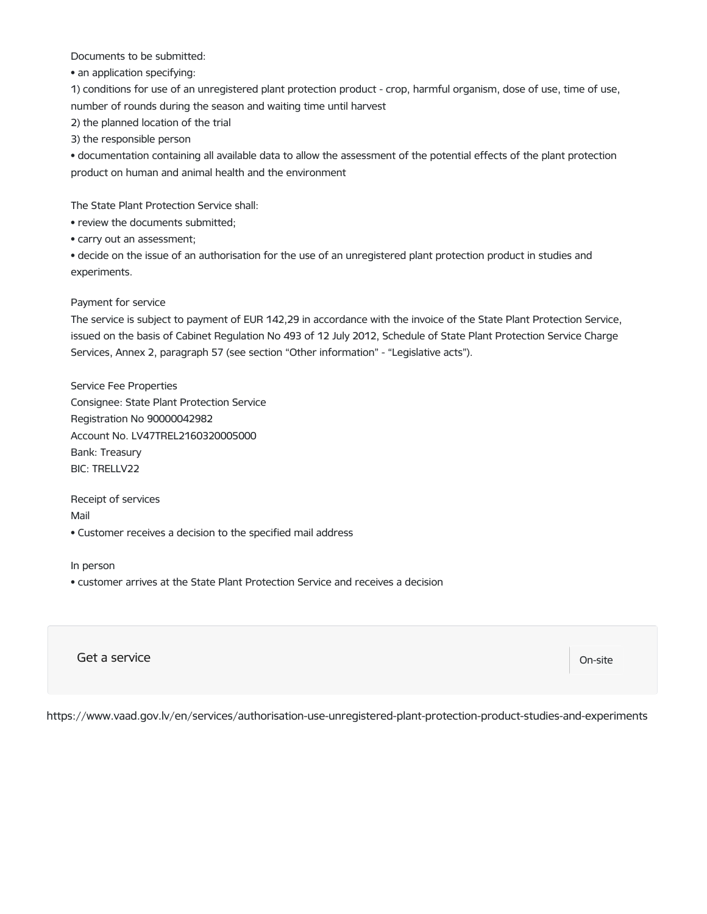Documents to be submitted:

- an application specifying:

1) conditions for use of an unregistered plant protection product - crop, harmful organism, dose of use, time of use, number of rounds during the season and waiting time until harvest
2) the planned location of the trial
3) the responsible person

- documentation containing all available data to allow the assessment of the potential effects of the plant protection product on human and animal health and the environment

The State Plant Protection Service shall:

- review the documents submitted;
- carry out an assessment;
- decide on the issue of an authorisation for the use of an unregistered plant protection product in studies and experiments.

Payment for service

The service is subject to payment of EUR 142,29 in accordance with the invoice of the State Plant Protection Service, issued on the basis of Cabinet Regulation No 493 of 12 July 2012, Schedule of State Plant Protection Service Charge Services, Annex 2, paragraph 57 (see section "Other information" - "Legislative acts").

Service Fee Properties

Consignee: State Plant Protection Service
Registration No 90000042982
Account No. LV47TREL2160320005000
Bank: Treasury
BIC: TRELLV22

Receipt of services

Mail

- Customer receives a decision to the specified mail address

In person

- customer arrives at the State Plant Protection Service and receives a decision

Get a service | On-site

https://www.vaad.gov.lv/en/services/authorisation-use-unregistered-plant-protection-product-studies-and-experiments